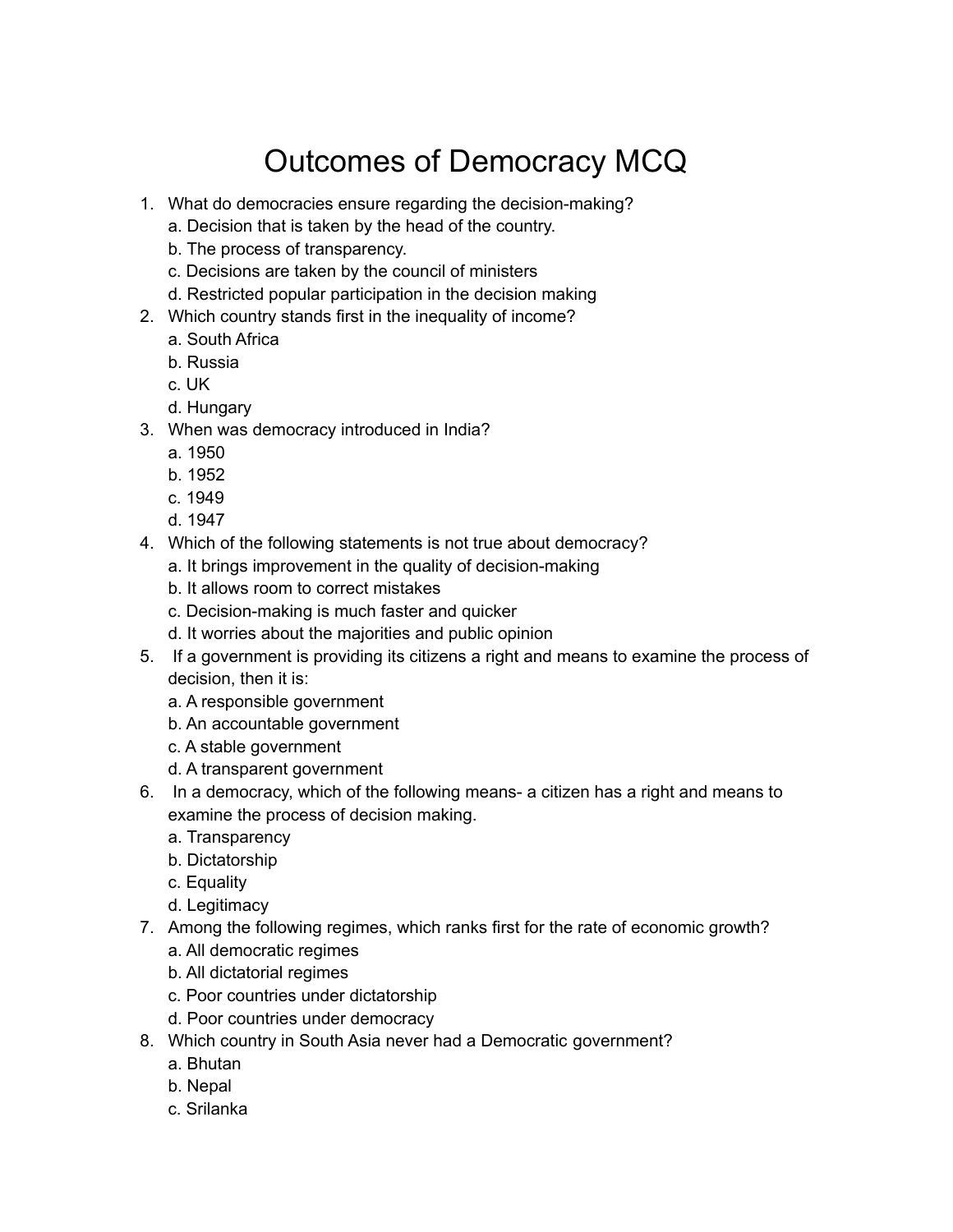# Outcomes of Democracy MCQ

1. What do democracies ensure regarding the decision-making?
   a. Decision that is taken by the head of the country.
   b. The process of transparency.
   c. Decisions are taken by the council of ministers
   d. Restricted popular participation in the decision making
2. Which country stands first in the inequality of income?
   a. South Africa
   b. Russia
   c. UK
   d. Hungary
3. When was democracy introduced in India?
   a. 1950
   b. 1952
   c. 1949
   d. 1947
4. Which of the following statements is not true about democracy?
   a. It brings improvement in the quality of decision-making
   b. It allows room to correct mistakes
   c. Decision-making is much faster and quicker
   d. It worries about the majorities and public opinion
5. If a government is providing its citizens a right and means to examine the process of decision, then it is:
   a. A responsible government
   b. An accountable government
   c. A stable government
   d. A transparent government
6. In a democracy, which of the following means- a citizen has a right and means to examine the process of decision making.
   a. Transparency
   b. Dictatorship
   c. Equality
   d. Legitimacy
7. Among the following regimes, which ranks first for the rate of economic growth?
   a. All democratic regimes
   b. All dictatorial regimes
   c. Poor countries under dictatorship
   d. Poor countries under democracy
8. Which country in South Asia never had a Democratic government?
   a. Bhutan
   b. Nepal
   c. Srilanka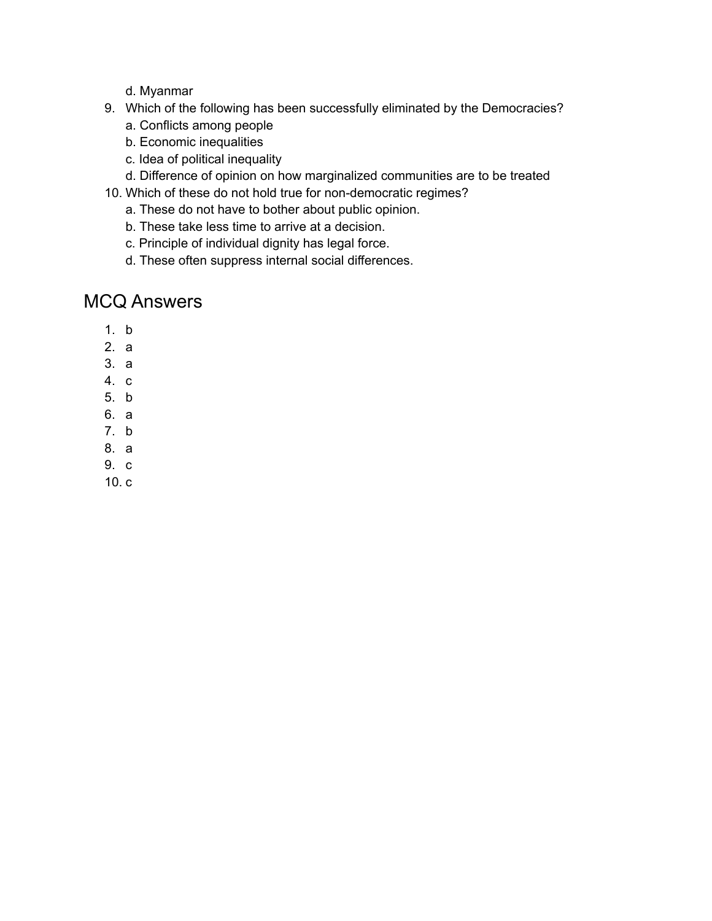d. Myanmar

9. Which of the following has been successfully eliminated by the Democracies?
   a. Conflicts among people
   b. Economic inequalities
   c. Idea of political inequality
   d. Difference of opinion on how marginalized communities are to be treated
10. Which of these do not hold true for non-democratic regimes?
   a. These do not have to bother about public opinion.
   b. These take less time to arrive at a decision.
   c. Principle of individual dignity has legal force.
   d. These often suppress internal social differences.

## MCQ Answers

1. b
2. a
3. a
4. c
5. b
6. a
7. b
8. a
9. c
10. c